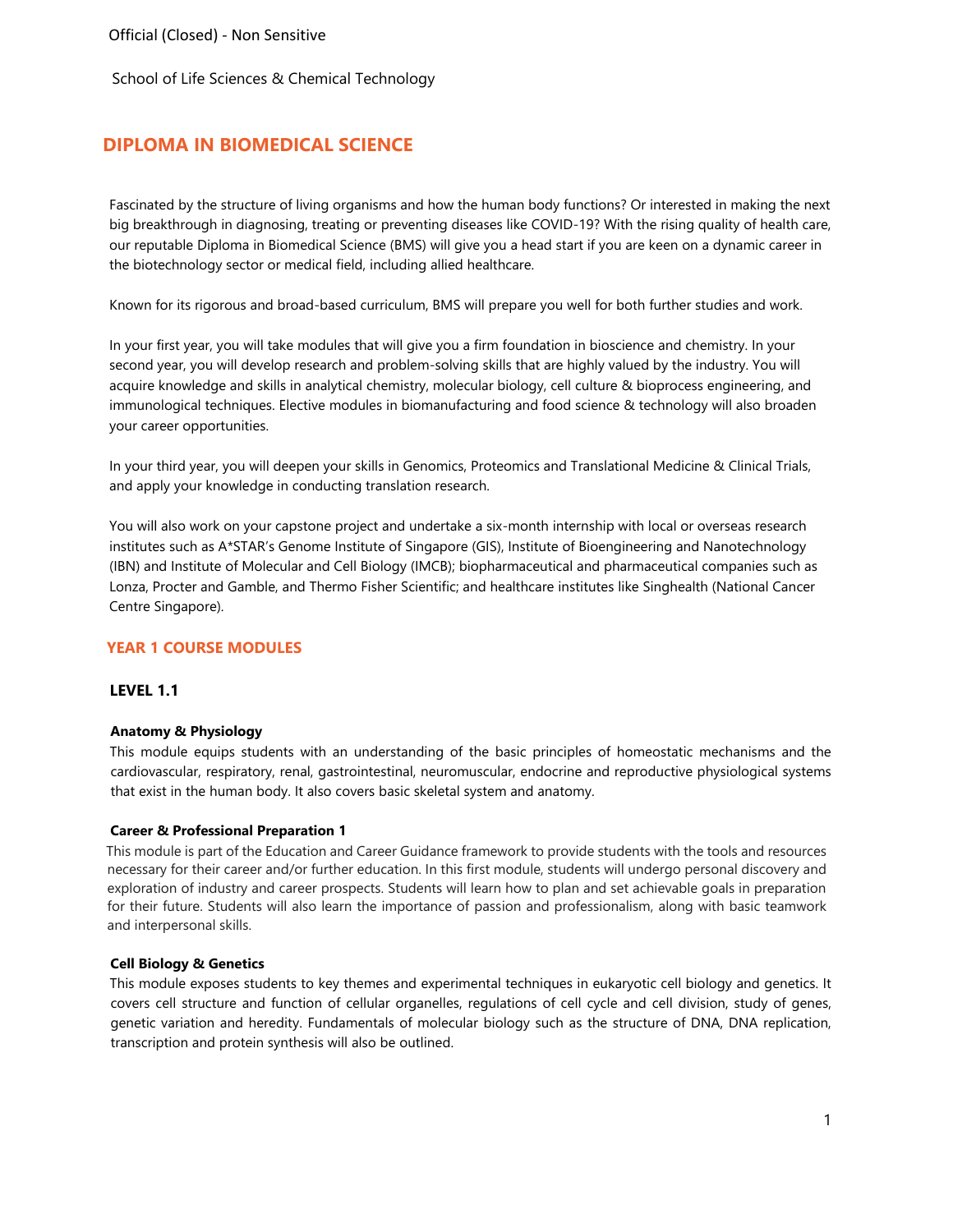Official (Closed) - Non Sensitive

School of Life Sciences & Chemical Technology

# DIPLOMA IN BIOMEDICAL SCIENCE

Fascinated by the structure of living organisms and how the human body functions? Or interested in making the next big breakthrough in diagnosing, treating or preventing diseases like COVID-19? With the rising quality of health care, our reputable Diploma in Biomedical Science (BMS) will give you a head start if you are keen on a dynamic career in the biotechnology sector or medical field, including allied healthcare.

Known for its rigorous and broad-based curriculum, BMS will prepare you well for both further studies and work.

In your first year, you will take modules that will give you a firm foundation in bioscience and chemistry. In your second year, you will develop research and problem-solving skills that are highly valued by the industry. You will acquire knowledge and skills in analytical chemistry, molecular biology, cell culture & bioprocess engineering, and immunological techniques. Elective modules in biomanufacturing and food science & technology will also broaden your career opportunities.

In your third year, you will deepen your skills in Genomics, Proteomics and Translational Medicine & Clinical Trials, and apply your knowledge in conducting translation research.

You will also work on your capstone project and undertake a six-month internship with local or overseas research institutes such as A*STAR's Genome Institute of Singapore (GIS), Institute of Bioengineering and Nanotechnology (IBN) and Institute of Molecular and Cell Biology (IMCB); biopharmaceutical and pharmaceutical companies such as Lonza, Procter and Gamble, and Thermo Fisher Scientific; and healthcare institutes like Singhealth (National Cancer Centre Singapore).

## YEAR 1 COURSE MODULES

### LEVEL 1.1

**Anatomy & Physiology**

This module equips students with an understanding of the basic principles of homeostatic mechanisms and the cardiovascular, respiratory, renal, gastrointestinal, neuromuscular, endocrine and reproductive physiological systems that exist in the human body. It also covers basic skeletal system and anatomy.

**Career & Professional Preparation 1**

This module is part of the Education and Career Guidance framework to provide students with the tools and resources necessary for their career and/or further education. In this first module, students will undergo personal discovery and exploration of industry and career prospects. Students will learn how to plan and set achievable goals in preparation for their future. Students will also learn the importance of passion and professionalism, along with basic teamwork and interpersonal skills.

**Cell Biology & Genetics**

This module exposes students to key themes and experimental techniques in eukaryotic cell biology and genetics. It covers cell structure and function of cellular organelles, regulations of cell cycle and cell division, study of genes, genetic variation and heredity. Fundamentals of molecular biology such as the structure of DNA, DNA replication, transcription and protein synthesis will also be outlined.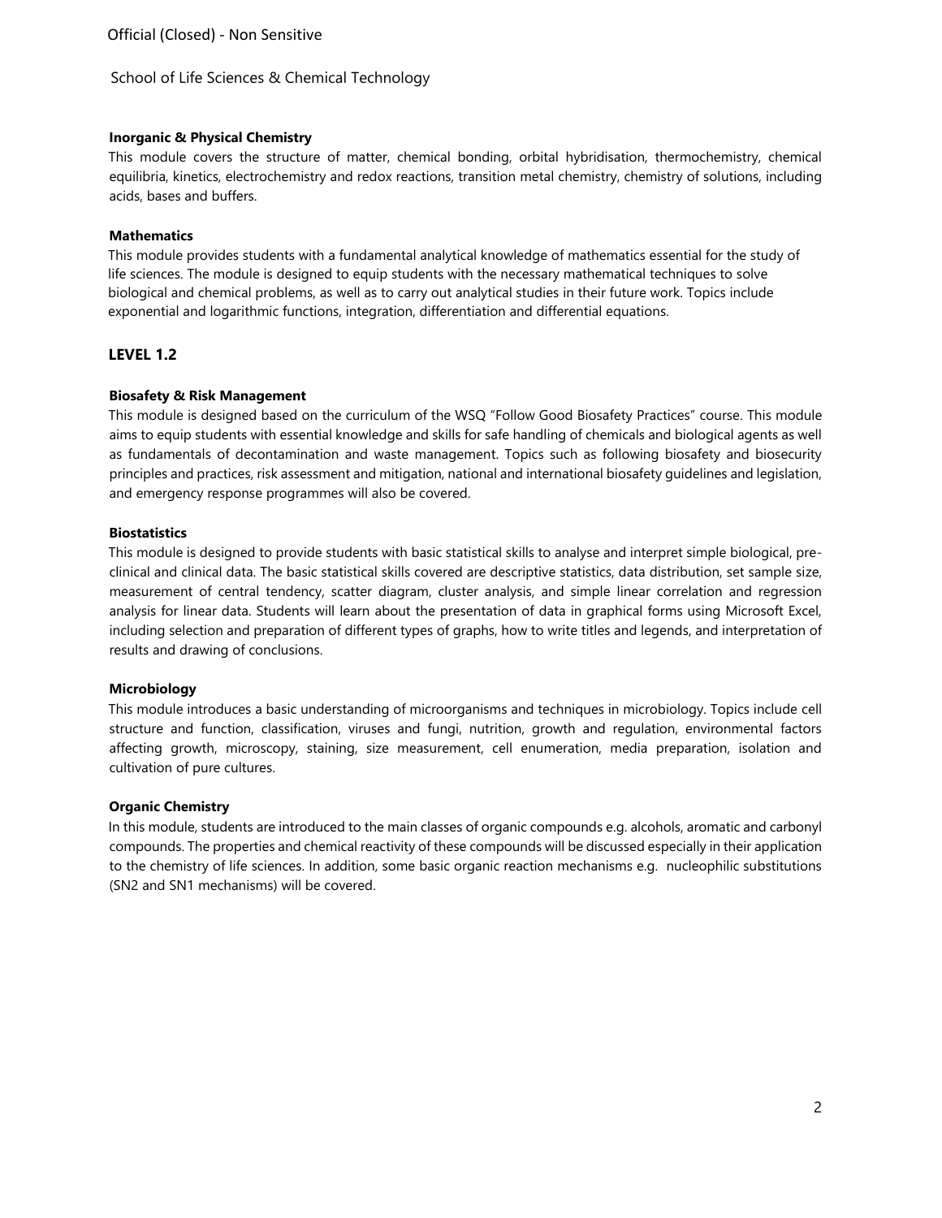### Inorganic & Physical Chemistry

This module covers the structure of matter, chemical bonding, orbital hybridisation, thermochemistry, chemical equilibria, kinetics, electrochemistry and redox reactions, transition metal chemistry, chemistry of solutions, including acids, bases and buffers.

### Mathematics

This module provides students with a fundamental analytical knowledge of mathematics essential for the study of life sciences. The module is designed to equip students with the necessary mathematical techniques to solve biological and chemical problems, as well as to carry out analytical studies in their future work. Topics include exponential and logarithmic functions, integration, differentiation and differential equations.

## LEVEL 1.2

### Biosafety & Risk Management

This module is designed based on the curriculum of the WSQ "Follow Good Biosafety Practices" course. This module aims to equip students with essential knowledge and skills for safe handling of chemicals and biological agents as well as fundamentals of decontamination and waste management. Topics such as following biosafety and biosecurity principles and practices, risk assessment and mitigation, national and international biosafety guidelines and legislation, and emergency response programmes will also be covered.

### Biostatistics

This module is designed to provide students with basic statistical skills to analyse and interpret simple biological, pre-clinical and clinical data. The basic statistical skills covered are descriptive statistics, data distribution, set sample size, measurement of central tendency, scatter diagram, cluster analysis, and simple linear correlation and regression analysis for linear data. Students will learn about the presentation of data in graphical forms using Microsoft Excel, including selection and preparation of different types of graphs, how to write titles and legends, and interpretation of results and drawing of conclusions.

### Microbiology

This module introduces a basic understanding of microorganisms and techniques in microbiology. Topics include cell structure and function, classification, viruses and fungi, nutrition, growth and regulation, environmental factors affecting growth, microscopy, staining, size measurement, cell enumeration, media preparation, isolation and cultivation of pure cultures.

### Organic Chemistry

In this module, students are introduced to the main classes of organic compounds e.g. alcohols, aromatic and carbonyl compounds. The properties and chemical reactivity of these compounds will be discussed especially in their application to the chemistry of life sciences. In addition, some basic organic reaction mechanisms e.g. nucleophilic substitutions (SN2 and SN1 mechanisms) will be covered.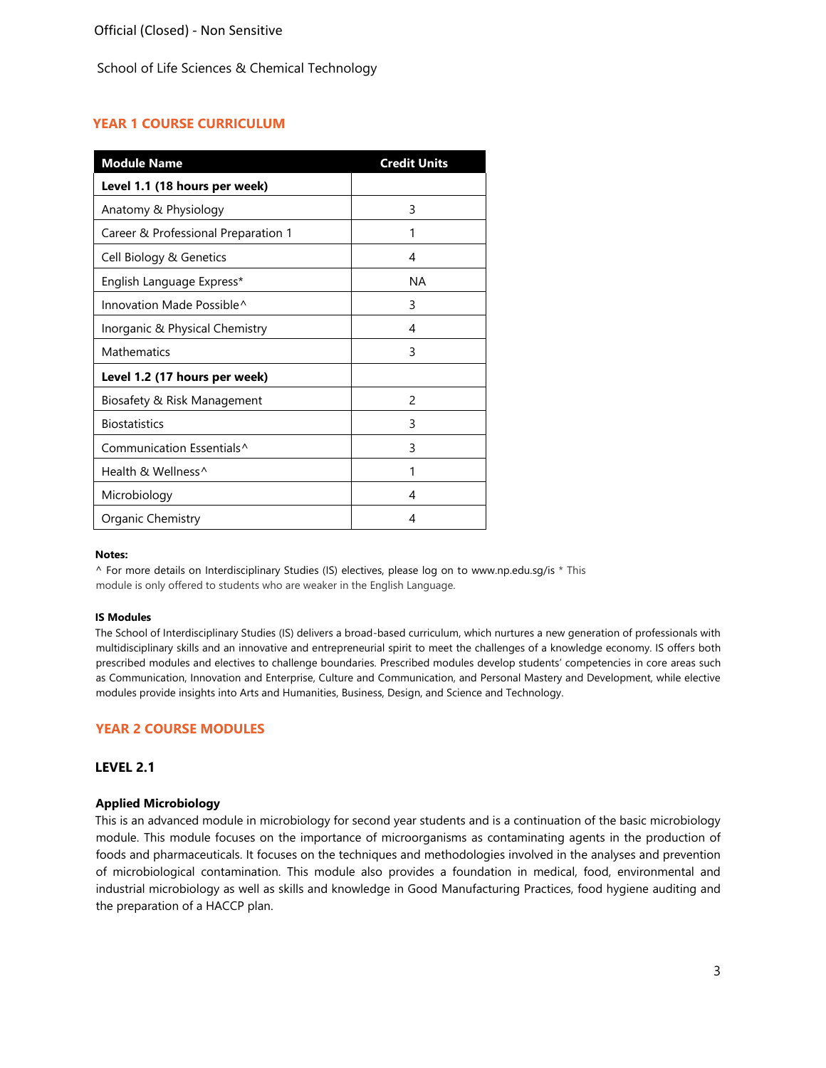Official (Closed) - Non Sensitive

School of Life Sciences & Chemical Technology

## YEAR 1 COURSE CURRICULUM

| Module Name | Credit Units |
|---|---|
| **Level 1.1 (18 hours per week)** | |
| Anatomy & Physiology | 3 |
| Career & Professional Preparation 1 | 1 |
| Cell Biology & Genetics | 4 |
| English Language Express* | NA |
| Innovation Made Possible^ | 3 |
| Inorganic & Physical Chemistry | 4 |
| Mathematics | 3 |
| **Level 1.2 (17 hours per week)** | |
| Biosafety & Risk Management | 2 |
| Biostatistics | 3 |
| Communication Essentials^ | 3 |
| Health & Wellness^ | 1 |
| Microbiology | 4 |
| Organic Chemistry | 4 |

**Notes:**

^ For more details on Interdisciplinary Studies (IS) electives, please log on to www.np.edu.sg/is * This module is only offered to students who are weaker in the English Language.

**IS Modules**

The School of Interdisciplinary Studies (IS) delivers a broad-based curriculum, which nurtures a new generation of professionals with multidisciplinary skills and an innovative and entrepreneurial spirit to meet the challenges of a knowledge economy. IS offers both prescribed modules and electives to challenge boundaries. Prescribed modules develop students' competencies in core areas such as Communication, Innovation and Enterprise, Culture and Communication, and Personal Mastery and Development, while elective modules provide insights into Arts and Humanities, Business, Design, and Science and Technology.

## YEAR 2 COURSE MODULES

### LEVEL 2.1

**Applied Microbiology**

This is an advanced module in microbiology for second year students and is a continuation of the basic microbiology module. This module focuses on the importance of microorganisms as contaminating agents in the production of foods and pharmaceuticals. It focuses on the techniques and methodologies involved in the analyses and prevention of microbiological contamination. This module also provides a foundation in medical, food, environmental and industrial microbiology as well as skills and knowledge in Good Manufacturing Practices, food hygiene auditing and the preparation of a HACCP plan.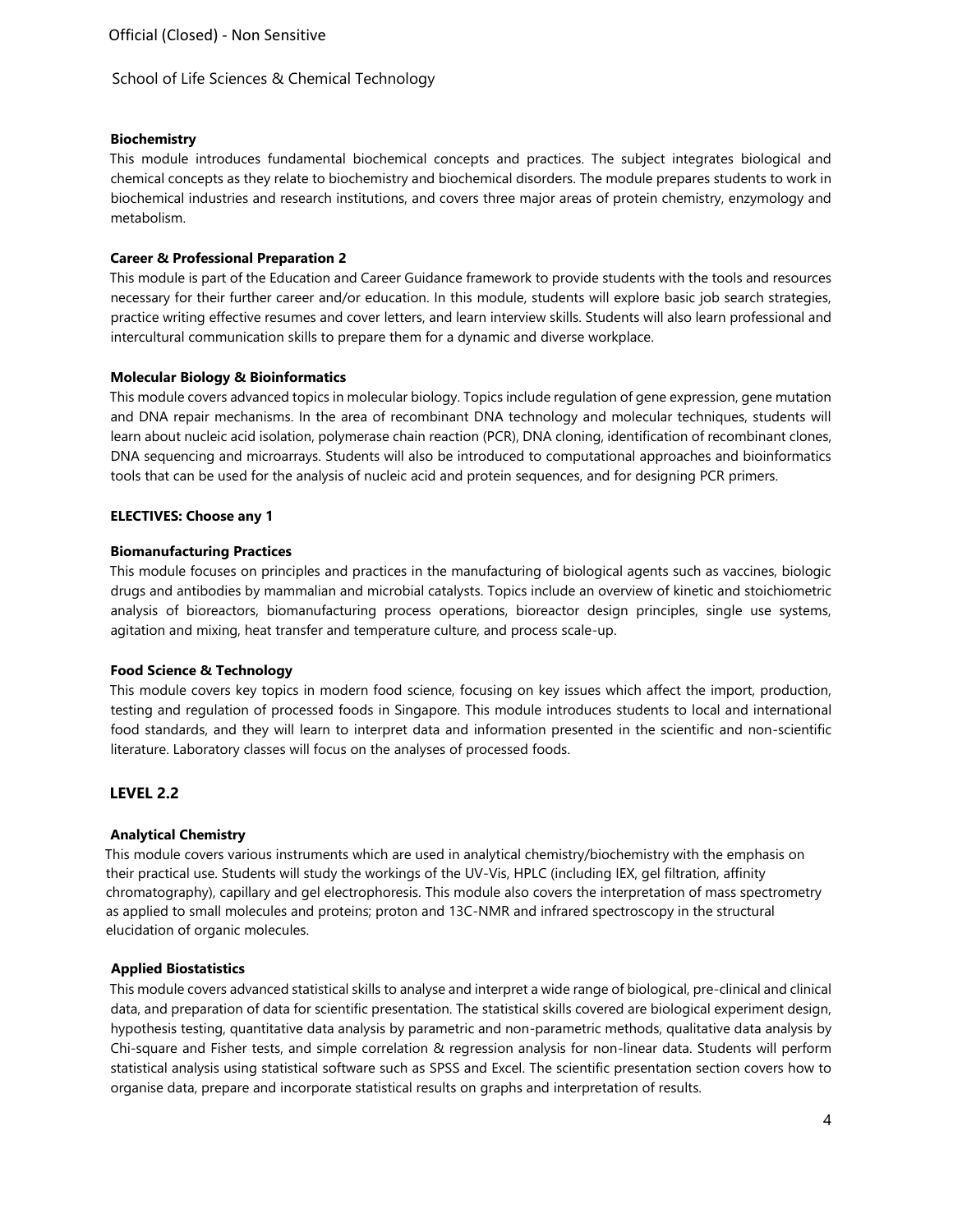**Biochemistry**

This module introduces fundamental biochemical concepts and practices. The subject integrates biological and chemical concepts as they relate to biochemistry and biochemical disorders. The module prepares students to work in biochemical industries and research institutions, and covers three major areas of protein chemistry, enzymology and metabolism.

**Career & Professional Preparation 2**

This module is part of the Education and Career Guidance framework to provide students with the tools and resources necessary for their further career and/or education. In this module, students will explore basic job search strategies, practice writing effective resumes and cover letters, and learn interview skills. Students will also learn professional and intercultural communication skills to prepare them for a dynamic and diverse workplace.

**Molecular Biology & Bioinformatics**

This module covers advanced topics in molecular biology. Topics include regulation of gene expression, gene mutation and DNA repair mechanisms. In the area of recombinant DNA technology and molecular techniques, students will learn about nucleic acid isolation, polymerase chain reaction (PCR), DNA cloning, identification of recombinant clones, DNA sequencing and microarrays. Students will also be introduced to computational approaches and bioinformatics tools that can be used for the analysis of nucleic acid and protein sequences, and for designing PCR primers.

**ELECTIVES: Choose any 1**

**Biomanufacturing Practices**

This module focuses on principles and practices in the manufacturing of biological agents such as vaccines, biologic drugs and antibodies by mammalian and microbial catalysts. Topics include an overview of kinetic and stoichiometric analysis of bioreactors, biomanufacturing process operations, bioreactor design principles, single use systems, agitation and mixing, heat transfer and temperature culture, and process scale-up.

**Food Science & Technology**

This module covers key topics in modern food science, focusing on key issues which affect the import, production, testing and regulation of processed foods in Singapore. This module introduces students to local and international food standards, and they will learn to interpret data and information presented in the scientific and non-scientific literature. Laboratory classes will focus on the analyses of processed foods.

## LEVEL 2.2

**Analytical Chemistry**

This module covers various instruments which are used in analytical chemistry/biochemistry with the emphasis on their practical use. Students will study the workings of the UV-Vis, HPLC (including IEX, gel filtration, affinity chromatography), capillary and gel electrophoresis. This module also covers the interpretation of mass spectrometry as applied to small molecules and proteins; proton and 13C-NMR and infrared spectroscopy in the structural elucidation of organic molecules.

**Applied Biostatistics**

This module covers advanced statistical skills to analyse and interpret a wide range of biological, pre-clinical and clinical data, and preparation of data for scientific presentation. The statistical skills covered are biological experiment design, hypothesis testing, quantitative data analysis by parametric and non-parametric methods, qualitative data analysis by Chi-square and Fisher tests, and simple correlation & regression analysis for non-linear data. Students will perform statistical analysis using statistical software such as SPSS and Excel. The scientific presentation section covers how to organise data, prepare and incorporate statistical results on graphs and interpretation of results.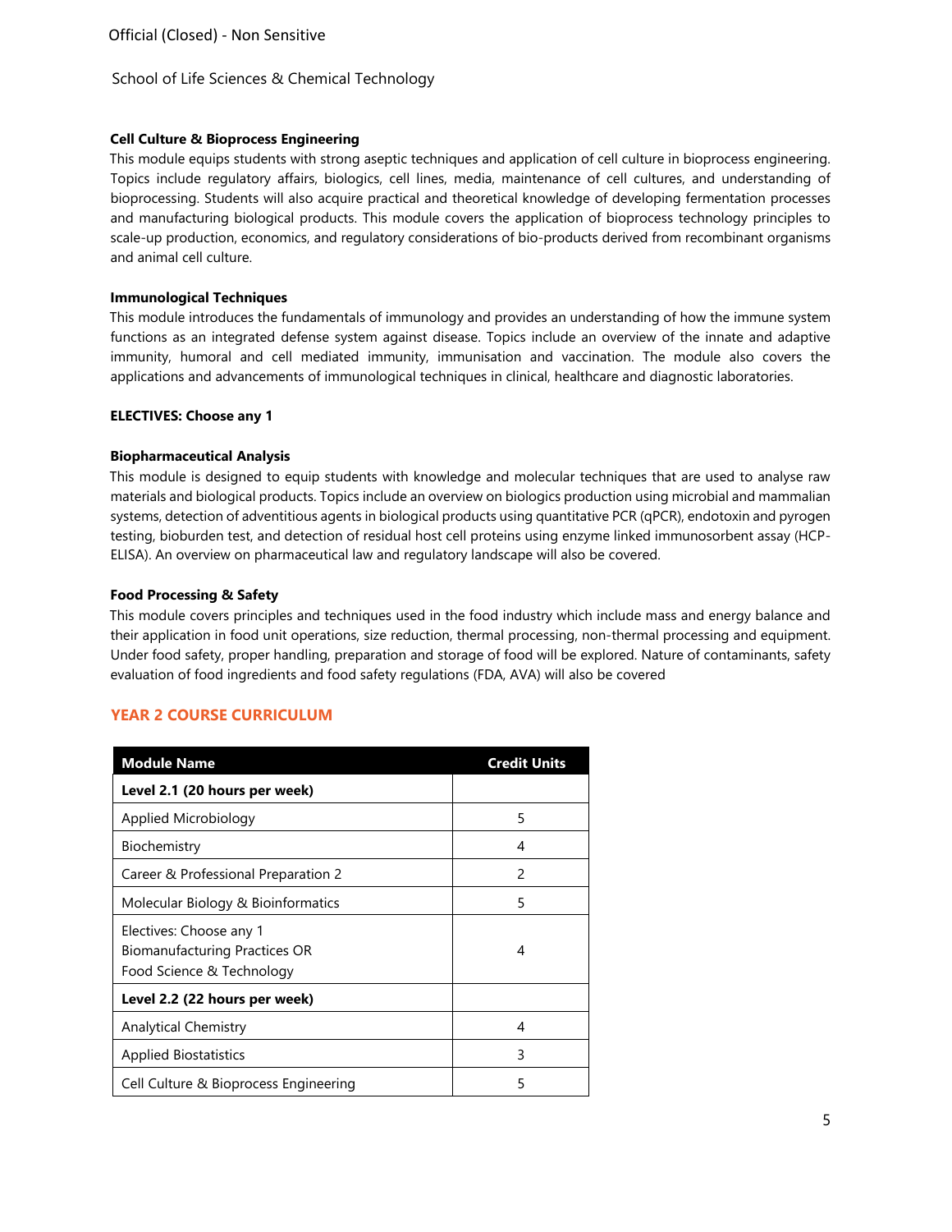**Cell Culture & Bioprocess Engineering**

This module equips students with strong aseptic techniques and application of cell culture in bioprocess engineering. Topics include regulatory affairs, biologics, cell lines, media, maintenance of cell cultures, and understanding of bioprocessing. Students will also acquire practical and theoretical knowledge of developing fermentation processes and manufacturing biological products. This module covers the application of bioprocess technology principles to scale-up production, economics, and regulatory considerations of bio-products derived from recombinant organisms and animal cell culture.

**Immunological Techniques**

This module introduces the fundamentals of immunology and provides an understanding of how the immune system functions as an integrated defense system against disease. Topics include an overview of the innate and adaptive immunity, humoral and cell mediated immunity, immunisation and vaccination. The module also covers the applications and advancements of immunological techniques in clinical, healthcare and diagnostic laboratories.

**ELECTIVES: Choose any 1**

**Biopharmaceutical Analysis**

This module is designed to equip students with knowledge and molecular techniques that are used to analyse raw materials and biological products. Topics include an overview on biologics production using microbial and mammalian systems, detection of adventitious agents in biological products using quantitative PCR (qPCR), endotoxin and pyrogen testing, bioburden test, and detection of residual host cell proteins using enzyme linked immunosorbent assay (HCP-ELISA). An overview on pharmaceutical law and regulatory landscape will also be covered.

**Food Processing & Safety**

This module covers principles and techniques used in the food industry which include mass and energy balance and their application in food unit operations, size reduction, thermal processing, non-thermal processing and equipment. Under food safety, proper handling, preparation and storage of food will be explored. Nature of contaminants, safety evaluation of food ingredients and food safety regulations (FDA, AVA) will also be covered

## YEAR 2 COURSE CURRICULUM

| Module Name | Credit Units |
|---|---|
| **Level 2.1 (20 hours per week)** | |
| Applied Microbiology | 5 |
| Biochemistry | 4 |
| Career & Professional Preparation 2 | 2 |
| Molecular Biology & Bioinformatics | 5 |
| Electives: Choose any 1<br>Biomanufacturing Practices OR<br>Food Science & Technology | 4 |
| **Level 2.2 (22 hours per week)** | |
| Analytical Chemistry | 4 |
| Applied Biostatistics | 3 |
| Cell Culture & Bioprocess Engineering | 5 |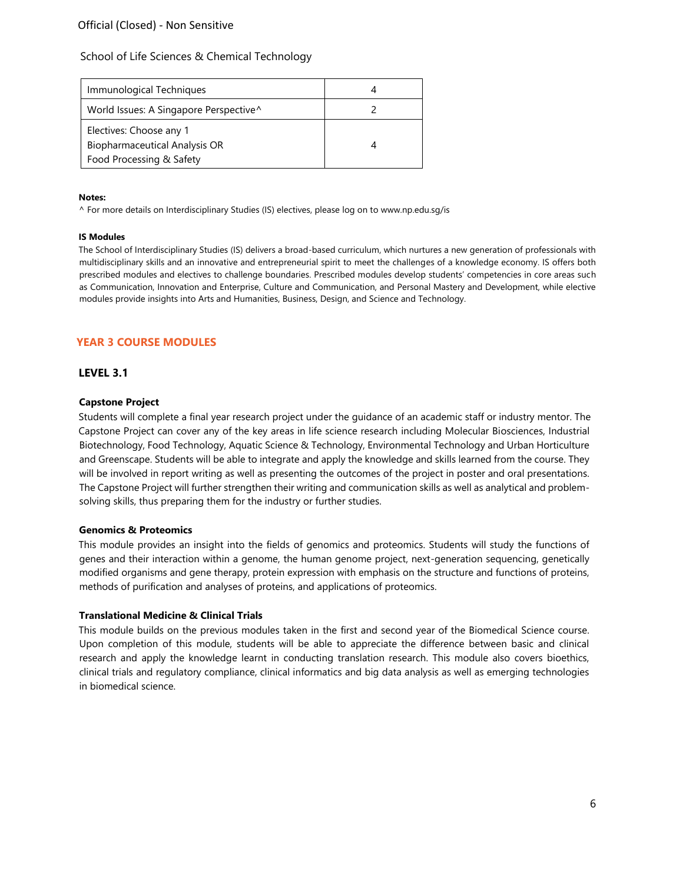School of Life Sciences & Chemical Technology

| | |
|---|---|
| Immunological Techniques | 4 |
| World Issues: A Singapore Perspective^ | 2 |
| Electives: Choose any 1<br>Biopharmaceutical Analysis OR<br>Food Processing & Safety | 4 |

**Notes:**

^ For more details on Interdisciplinary Studies (IS) electives, please log on to www.np.edu.sg/is

**IS Modules**

The School of Interdisciplinary Studies (IS) delivers a broad-based curriculum, which nurtures a new generation of professionals with multidisciplinary skills and an innovative and entrepreneurial spirit to meet the challenges of a knowledge economy. IS offers both prescribed modules and electives to challenge boundaries. Prescribed modules develop students' competencies in core areas such as Communication, Innovation and Enterprise, Culture and Communication, and Personal Mastery and Development, while elective modules provide insights into Arts and Humanities, Business, Design, and Science and Technology.

## YEAR 3 COURSE MODULES

### LEVEL 3.1

**Capstone Project**

Students will complete a final year research project under the guidance of an academic staff or industry mentor. The Capstone Project can cover any of the key areas in life science research including Molecular Biosciences, Industrial Biotechnology, Food Technology, Aquatic Science & Technology, Environmental Technology and Urban Horticulture and Greenscape. Students will be able to integrate and apply the knowledge and skills learned from the course. They will be involved in report writing as well as presenting the outcomes of the project in poster and oral presentations. The Capstone Project will further strengthen their writing and communication skills as well as analytical and problem-solving skills, thus preparing them for the industry or further studies.

**Genomics & Proteomics**

This module provides an insight into the fields of genomics and proteomics. Students will study the functions of genes and their interaction within a genome, the human genome project, next-generation sequencing, genetically modified organisms and gene therapy, protein expression with emphasis on the structure and functions of proteins, methods of purification and analyses of proteins, and applications of proteomics.

**Translational Medicine & Clinical Trials**

This module builds on the previous modules taken in the first and second year of the Biomedical Science course. Upon completion of this module, students will be able to appreciate the difference between basic and clinical research and apply the knowledge learnt in conducting translation research. This module also covers bioethics, clinical trials and regulatory compliance, clinical informatics and big data analysis as well as emerging technologies in biomedical science.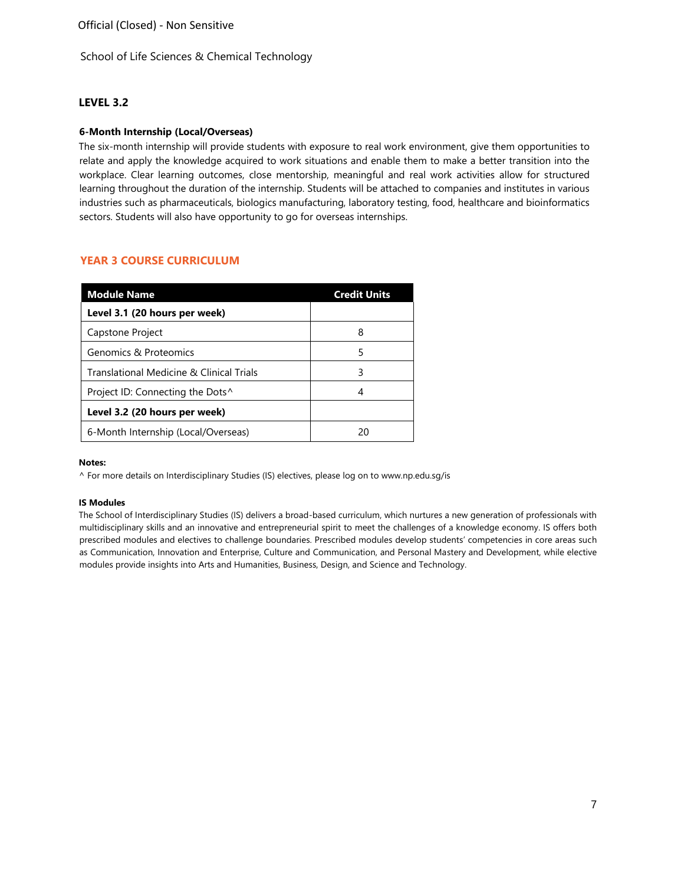## LEVEL 3.2

**6-Month Internship (Local/Overseas)**

The six-month internship will provide students with exposure to real work environment, give them opportunities to relate and apply the knowledge acquired to work situations and enable them to make a better transition into the workplace. Clear learning outcomes, close mentorship, meaningful and real work activities allow for structured learning throughout the duration of the internship. Students will be attached to companies and institutes in various industries such as pharmaceuticals, biologics manufacturing, laboratory testing, food, healthcare and bioinformatics sectors. Students will also have opportunity to go for overseas internships.

## YEAR 3 COURSE CURRICULUM

| Module Name | Credit Units |
| --- | --- |
| **Level 3.1 (20 hours per week)** | |
| Capstone Project | 8 |
| Genomics & Proteomics | 5 |
| Translational Medicine & Clinical Trials | 3 |
| Project ID: Connecting the Dots^ | 4 |
| **Level 3.2 (20 hours per week)** | |
| 6-Month Internship (Local/Overseas) | 20 |

**Notes:**

^ For more details on Interdisciplinary Studies (IS) electives, please log on to www.np.edu.sg/is

**IS Modules**

The School of Interdisciplinary Studies (IS) delivers a broad-based curriculum, which nurtures a new generation of professionals with multidisciplinary skills and an innovative and entrepreneurial spirit to meet the challenges of a knowledge economy. IS offers both prescribed modules and electives to challenge boundaries. Prescribed modules develop students' competencies in core areas such as Communication, Innovation and Enterprise, Culture and Communication, and Personal Mastery and Development, while elective modules provide insights into Arts and Humanities, Business, Design, and Science and Technology.